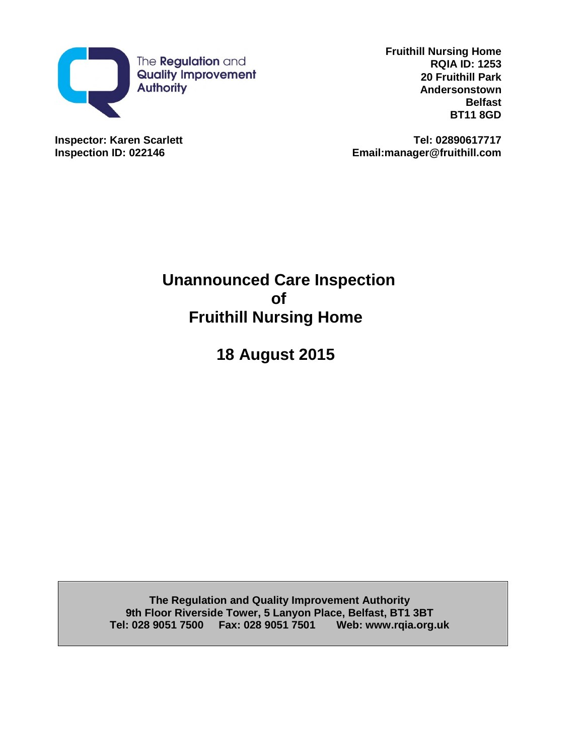The Regulation and Quality Improvement Authority

**Fruithill Nursing Home**
**RQIA ID: 1253**
**20 Fruithill Park**
**Andersonstown**
**Belfast**
**BT11 8GD**

**Inspector: Karen Scarlett**
**Inspection ID: 022146**

**Tel: 02890617717**
**Email:manager@fruithill.com**

# Unannounced Care Inspection of Fruithill Nursing Home

## 18 August 2015

**The Regulation and Quality Improvement Authority**
**9th Floor Riverside Tower, 5 Lanyon Place, Belfast, BT1 3BT**
**Tel: 028 9051 7500 Fax: 028 9051 7501 Web: www.rqia.org.uk**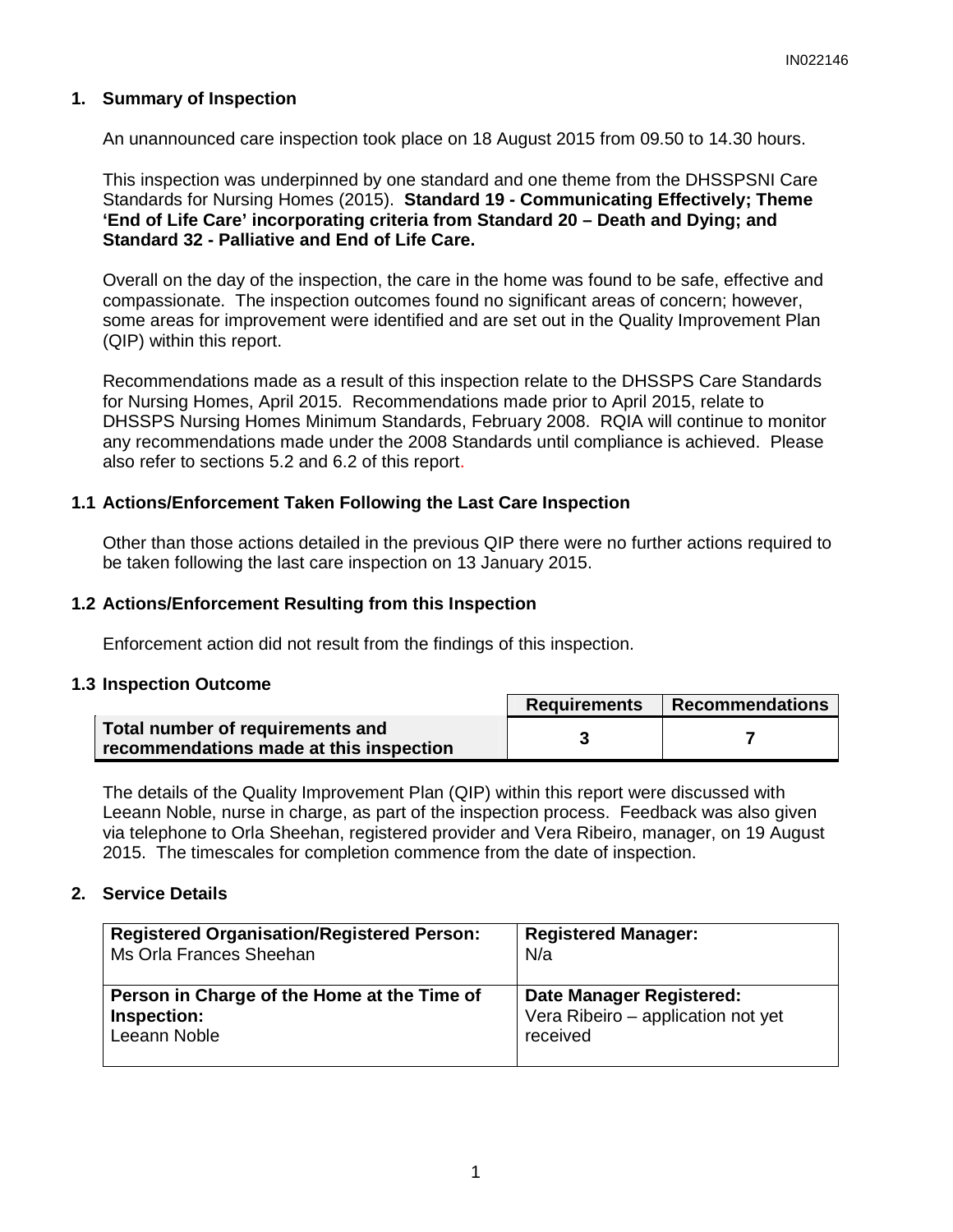## 1. Summary of Inspection

An unannounced care inspection took place on 18 August 2015 from 09.50 to 14.30 hours.

This inspection was underpinned by one standard and one theme from the DHSSPSNI Care Standards for Nursing Homes (2015). **Standard 19 - Communicating Effectively; Theme 'End of Life Care' incorporating criteria from Standard 20 – Death and Dying; and Standard 32 - Palliative and End of Life Care.**

Overall on the day of the inspection, the care in the home was found to be safe, effective and compassionate. The inspection outcomes found no significant areas of concern; however, some areas for improvement were identified and are set out in the Quality Improvement Plan (QIP) within this report.

Recommendations made as a result of this inspection relate to the DHSSPS Care Standards for Nursing Homes, April 2015. Recommendations made prior to April 2015, relate to DHSSPS Nursing Homes Minimum Standards, February 2008. RQIA will continue to monitor any recommendations made under the 2008 Standards until compliance is achieved. Please also refer to sections 5.2 and 6.2 of this report.

### 1.1 Actions/Enforcement Taken Following the Last Care Inspection

Other than those actions detailed in the previous QIP there were no further actions required to be taken following the last care inspection on 13 January 2015.

### 1.2 Actions/Enforcement Resulting from this Inspection

Enforcement action did not result from the findings of this inspection.

### 1.3 Inspection Outcome

| | Requirements | Recommendations |
|---|---|---|
| **Total number of requirements and recommendations made at this inspection** | **3** | **7** |

The details of the Quality Improvement Plan (QIP) within this report were discussed with Leeann Noble, nurse in charge, as part of the inspection process. Feedback was also given via telephone to Orla Sheehan, registered provider and Vera Ribeiro, manager, on 19 August 2015. The timescales for completion commence from the date of inspection.

## 2. Service Details

| **Registered Organisation/Registered Person:** Ms Orla Frances Sheehan | **Registered Manager:** N/a |
|---|---|
| **Person in Charge of the Home at the Time of Inspection:** Leeann Noble | **Date Manager Registered:** Vera Ribeiro – application not yet received |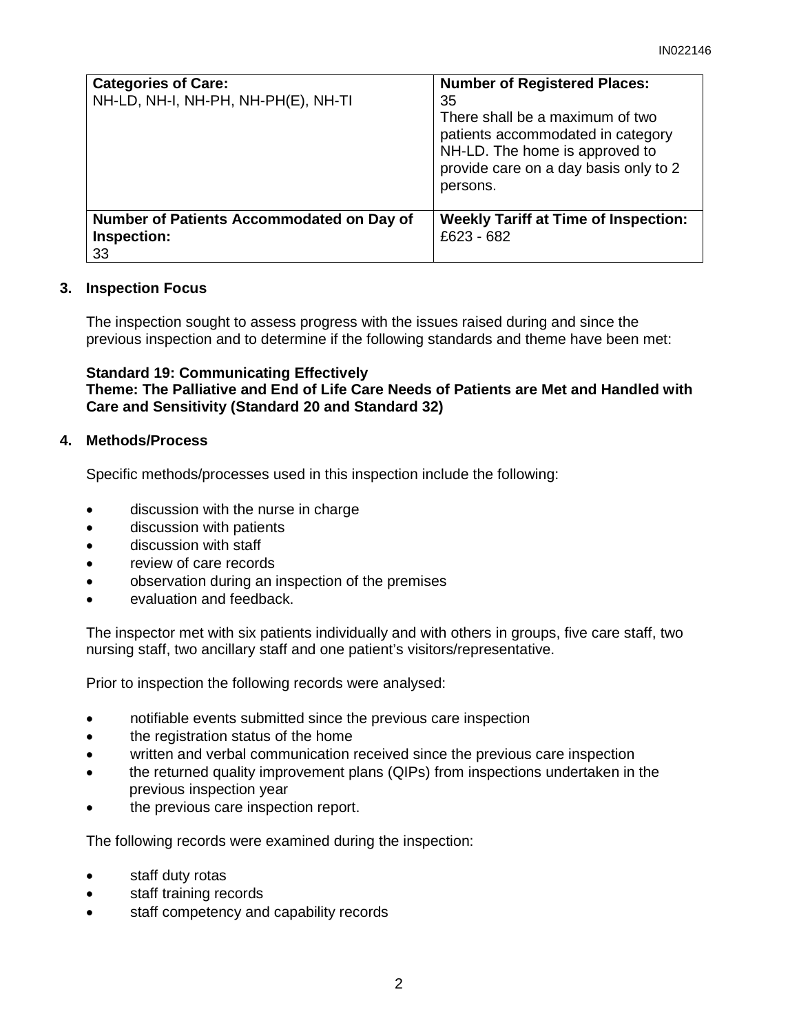| **Categories of Care:**<br>NH-LD, NH-I, NH-PH, NH-PH(E), NH-TI | **Number of Registered Places:**<br>35<br>There shall be a maximum of two patients accommodated in category NH-LD. The home is approved to provide care on a day basis only to 2 persons. |
|---|---|
| **Number of Patients Accommodated on Day of Inspection:**<br>33 | **Weekly Tariff at Time of Inspection:**<br>£623 - 682 |

## 3. Inspection Focus

The inspection sought to assess progress with the issues raised during and since the previous inspection and to determine if the following standards and theme have been met:

**Standard 19: Communicating Effectively**
**Theme: The Palliative and End of Life Care Needs of Patients are Met and Handled with Care and Sensitivity (Standard 20 and Standard 32)**

## 4. Methods/Process

Specific methods/processes used in this inspection include the following:

- discussion with the nurse in charge
- discussion with patients
- discussion with staff
- review of care records
- observation during an inspection of the premises
- evaluation and feedback.

The inspector met with six patients individually and with others in groups, five care staff, two nursing staff, two ancillary staff and one patient's visitors/representative.

Prior to inspection the following records were analysed:

- notifiable events submitted since the previous care inspection
- the registration status of the home
- written and verbal communication received since the previous care inspection
- the returned quality improvement plans (QIPs) from inspections undertaken in the previous inspection year
- the previous care inspection report.

The following records were examined during the inspection:

- staff duty rotas
- staff training records
- staff competency and capability records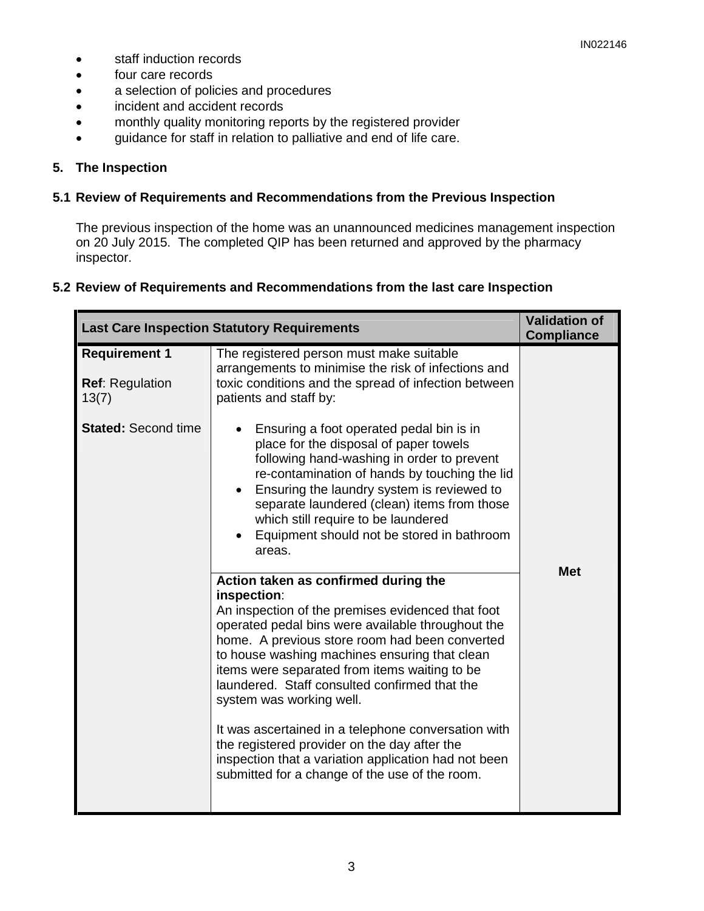- staff induction records
- four care records
- a selection of policies and procedures
- incident and accident records
- monthly quality monitoring reports by the registered provider
- guidance for staff in relation to palliative and end of life care.

## 5. The Inspection

### 5.1 Review of Requirements and Recommendations from the Previous Inspection

The previous inspection of the home was an unannounced medicines management inspection on 20 July 2015. The completed QIP has been returned and approved by the pharmacy inspector.

### 5.2 Review of Requirements and Recommendations from the last care Inspection

| Last Care Inspection Statutory Requirements | | Validation of Compliance |
|---|---|---|
| **Requirement 1**<br><br>**Ref**: Regulation 13(7)<br><br>**Stated:** Second time | The registered person must make suitable arrangements to minimise the risk of infections and toxic conditions and the spread of infection between patients and staff by:<br><br>• Ensuring a foot operated pedal bin is in place for the disposal of paper towels following hand-washing in order to prevent re-contamination of hands by touching the lid<br>• Ensuring the laundry system is reviewed to separate laundered (clean) items from those which still require to be laundered<br>• Equipment should not be stored in bathroom areas. | **Met** |
| | **Action taken as confirmed during the inspection**:<br>An inspection of the premises evidenced that foot operated pedal bins were available throughout the home. A previous store room had been converted to house washing machines ensuring that clean items were separated from items waiting to be laundered. Staff consulted confirmed that the system was working well.<br><br>It was ascertained in a telephone conversation with the registered provider on the day after the inspection that a variation application had not been submitted for a change of the use of the room. | |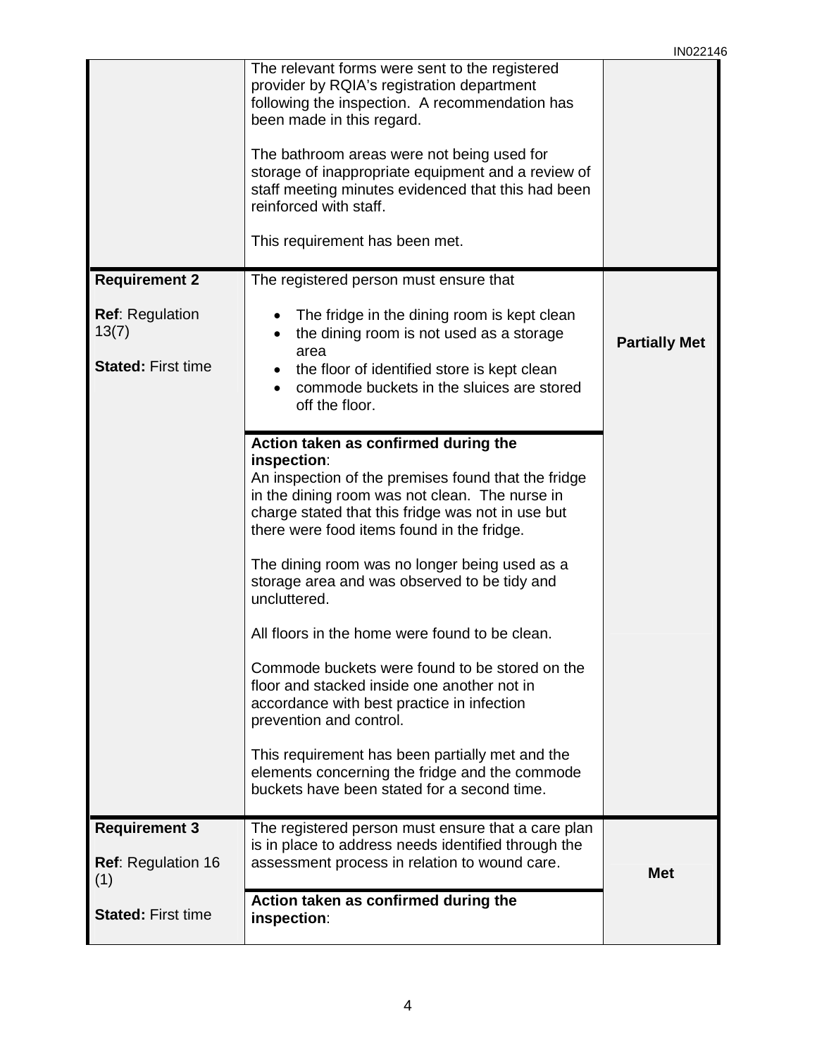| | | |
|---|---|---|
| | The relevant forms were sent to the registered provider by RQIA's registration department following the inspection. A recommendation has been made in this regard.<br><br>The bathroom areas were not being used for storage of inappropriate equipment and a review of staff meeting minutes evidenced that this had been reinforced with staff.<br><br>This requirement has been met. | |
| **Requirement 2**<br><br>**Ref**: Regulation 13(7)<br><br>**Stated:** First time | The registered person must ensure that<br><br>• The fridge in the dining room is kept clean<br>• the dining room is not used as a storage area<br>• the floor of identified store is kept clean<br>• commode buckets in the sluices are stored off the floor.<br><br>**Action taken as confirmed during the inspection**:<br>An inspection of the premises found that the fridge in the dining room was not clean. The nurse in charge stated that this fridge was not in use but there were food items found in the fridge.<br><br>The dining room was no longer being used as a storage area and was observed to be tidy and uncluttered.<br><br>All floors in the home were found to be clean.<br><br>Commode buckets were found to be stored on the floor and stacked inside one another not in accordance with best practice in infection prevention and control.<br><br>This requirement has been partially met and the elements concerning the fridge and the commode buckets have been stated for a second time. | **Partially Met** |
| **Requirement 3**<br><br>**Ref**: Regulation 16 (1)<br><br>**Stated:** First time | The registered person must ensure that a care plan is in place to address needs identified through the assessment process in relation to wound care.<br><br>**Action taken as confirmed during the inspection**: | **Met** |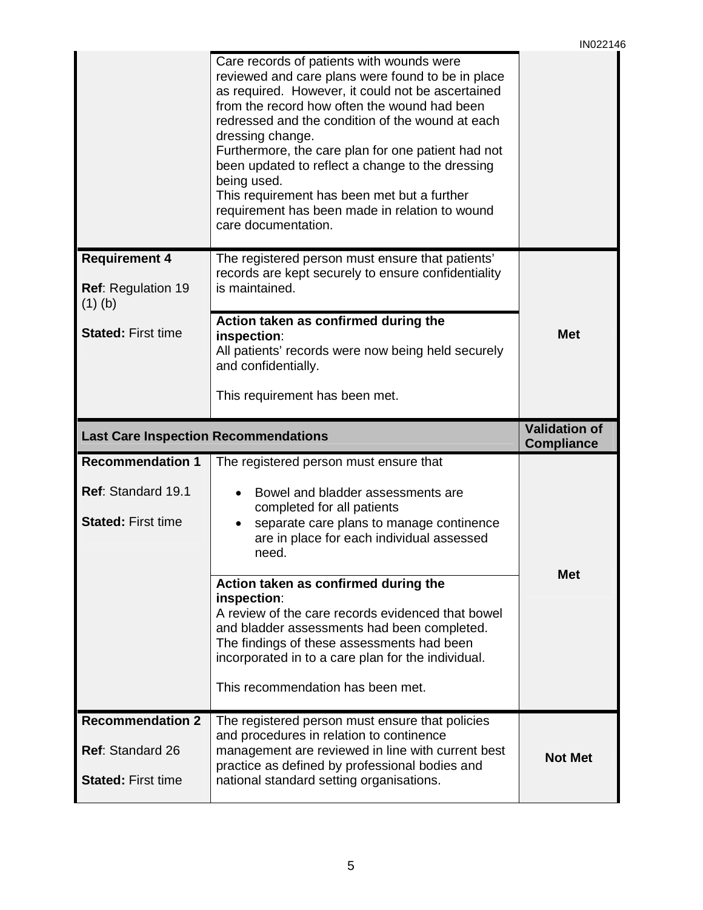| | | |
|---|---|---|
| | Care records of patients with wounds were reviewed and care plans were found to be in place as required. However, it could not be ascertained from the record how often the wound had been redressed and the condition of the wound at each dressing change.<br>Furthermore, the care plan for one patient had not been updated to reflect a change to the dressing being used.<br>This requirement has been met but a further requirement has been made in relation to wound care documentation. | |
| **Requirement 4**<br><br>**Ref**: Regulation 19 (1) (b)<br><br>**Stated:** First time | The registered person must ensure that patients' records are kept securely to ensure confidentiality is maintained.<br><br>**Action taken as confirmed during the inspection**:<br>All patients' records were now being held securely and confidentially.<br><br>This requirement has been met. | **Met** |

| Last Care Inspection Recommendations | | Validation of Compliance |
|---|---|---|
| **Recommendation 1**<br><br>**Ref**: Standard 19.1<br><br>**Stated:** First time | The registered person must ensure that<br><br>• Bowel and bladder assessments are completed for all patients<br>• separate care plans to manage continence are in place for each individual assessed need.<br><br>**Action taken as confirmed during the inspection**:<br>A review of the care records evidenced that bowel and bladder assessments had been completed. The findings of these assessments had been incorporated in to a care plan for the individual.<br><br>This recommendation has been met. | **Met** |
| **Recommendation 2**<br><br>**Ref**: Standard 26<br><br>**Stated:** First time | The registered person must ensure that policies and procedures in relation to continence management are reviewed in line with current best practice as defined by professional bodies and national standard setting organisations. | **Not Met** |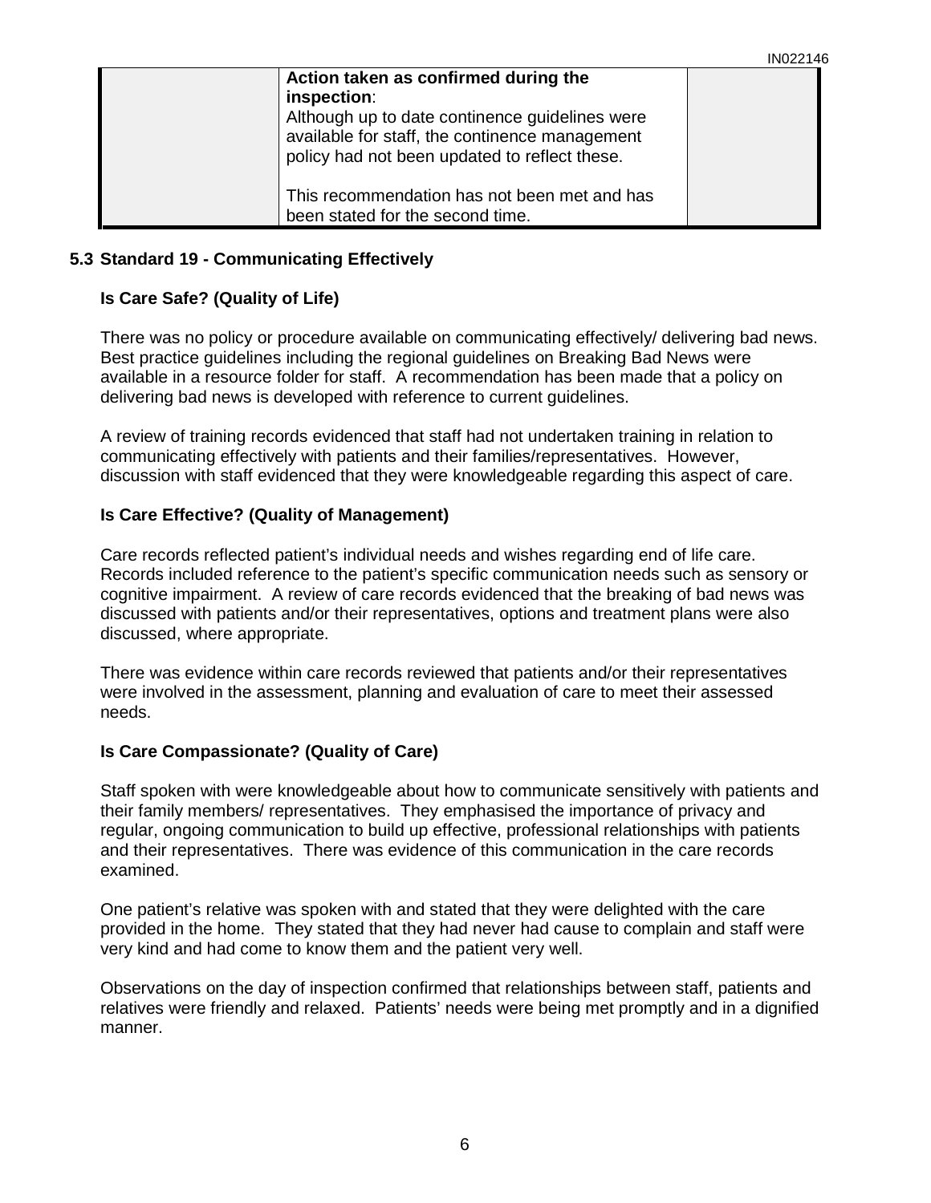| | **Action taken as confirmed during the inspection**:<br>Although up to date continence guidelines were available for staff, the continence management policy had not been updated to reflect these.<br><br>This recommendation has not been met and has been stated for the second time. | |
|---|---|---|

## 5.3 Standard 19 - Communicating Effectively

### Is Care Safe? (Quality of Life)

There was no policy or procedure available on communicating effectively/ delivering bad news. Best practice guidelines including the regional guidelines on Breaking Bad News were available in a resource folder for staff. A recommendation has been made that a policy on delivering bad news is developed with reference to current guidelines.

A review of training records evidenced that staff had not undertaken training in relation to communicating effectively with patients and their families/representatives. However, discussion with staff evidenced that they were knowledgeable regarding this aspect of care.

### Is Care Effective? (Quality of Management)

Care records reflected patient's individual needs and wishes regarding end of life care. Records included reference to the patient's specific communication needs such as sensory or cognitive impairment. A review of care records evidenced that the breaking of bad news was discussed with patients and/or their representatives, options and treatment plans were also discussed, where appropriate.

There was evidence within care records reviewed that patients and/or their representatives were involved in the assessment, planning and evaluation of care to meet their assessed needs.

### Is Care Compassionate? (Quality of Care)

Staff spoken with were knowledgeable about how to communicate sensitively with patients and their family members/ representatives. They emphasised the importance of privacy and regular, ongoing communication to build up effective, professional relationships with patients and their representatives. There was evidence of this communication in the care records examined.

One patient's relative was spoken with and stated that they were delighted with the care provided in the home. They stated that they had never had cause to complain and staff were very kind and had come to know them and the patient very well.

Observations on the day of inspection confirmed that relationships between staff, patients and relatives were friendly and relaxed. Patients' needs were being met promptly and in a dignified manner.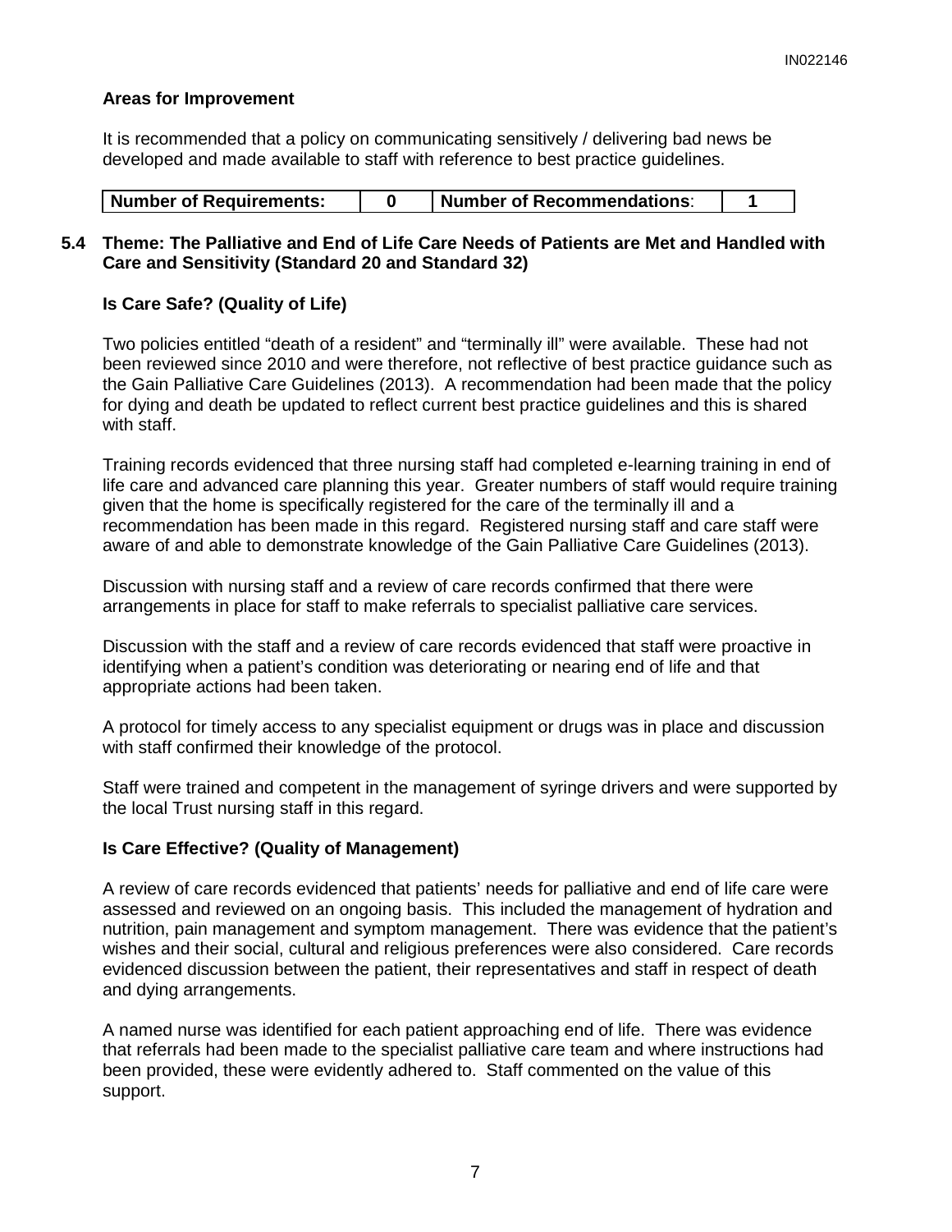**Areas for Improvement**

It is recommended that a policy on communicating sensitively / delivering bad news be developed and made available to staff with reference to best practice guidelines.

| Number of Requirements: | 0 | Number of Recommendations: | 1 |
|---|---|---|---|

## 5.4 Theme: The Palliative and End of Life Care Needs of Patients are Met and Handled with Care and Sensitivity (Standard 20 and Standard 32)

**Is Care Safe? (Quality of Life)**

Two policies entitled "death of a resident" and "terminally ill" were available. These had not been reviewed since 2010 and were therefore, not reflective of best practice guidance such as the Gain Palliative Care Guidelines (2013). A recommendation had been made that the policy for dying and death be updated to reflect current best practice guidelines and this is shared with staff.

Training records evidenced that three nursing staff had completed e-learning training in end of life care and advanced care planning this year. Greater numbers of staff would require training given that the home is specifically registered for the care of the terminally ill and a recommendation has been made in this regard. Registered nursing staff and care staff were aware of and able to demonstrate knowledge of the Gain Palliative Care Guidelines (2013).

Discussion with nursing staff and a review of care records confirmed that there were arrangements in place for staff to make referrals to specialist palliative care services.

Discussion with the staff and a review of care records evidenced that staff were proactive in identifying when a patient's condition was deteriorating or nearing end of life and that appropriate actions had been taken.

A protocol for timely access to any specialist equipment or drugs was in place and discussion with staff confirmed their knowledge of the protocol.

Staff were trained and competent in the management of syringe drivers and were supported by the local Trust nursing staff in this regard.

**Is Care Effective? (Quality of Management)**

A review of care records evidenced that patients' needs for palliative and end of life care were assessed and reviewed on an ongoing basis. This included the management of hydration and nutrition, pain management and symptom management. There was evidence that the patient's wishes and their social, cultural and religious preferences were also considered. Care records evidenced discussion between the patient, their representatives and staff in respect of death and dying arrangements.

A named nurse was identified for each patient approaching end of life. There was evidence that referrals had been made to the specialist palliative care team and where instructions had been provided, these were evidently adhered to. Staff commented on the value of this support.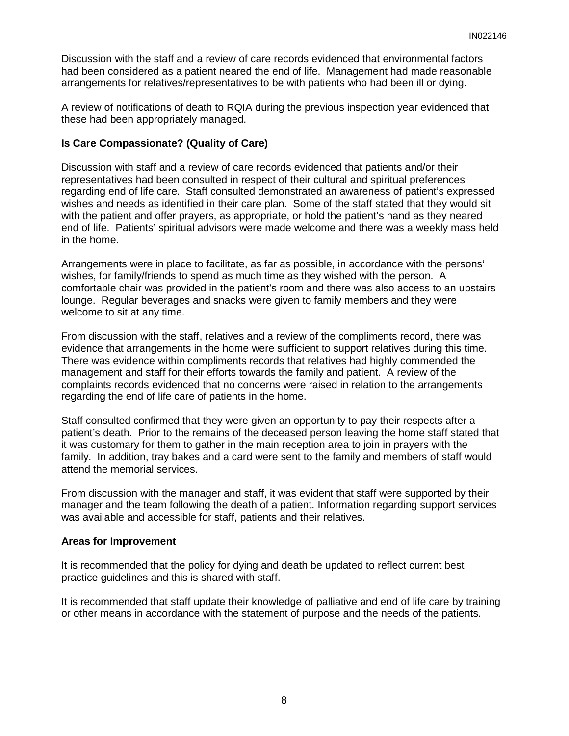Discussion with the staff and a review of care records evidenced that environmental factors had been considered as a patient neared the end of life. Management had made reasonable arrangements for relatives/representatives to be with patients who had been ill or dying.

A review of notifications of death to RQIA during the previous inspection year evidenced that these had been appropriately managed.

**Is Care Compassionate? (Quality of Care)**

Discussion with staff and a review of care records evidenced that patients and/or their representatives had been consulted in respect of their cultural and spiritual preferences regarding end of life care. Staff consulted demonstrated an awareness of patient's expressed wishes and needs as identified in their care plan. Some of the staff stated that they would sit with the patient and offer prayers, as appropriate, or hold the patient's hand as they neared end of life. Patients' spiritual advisors were made welcome and there was a weekly mass held in the home.

Arrangements were in place to facilitate, as far as possible, in accordance with the persons' wishes, for family/friends to spend as much time as they wished with the person. A comfortable chair was provided in the patient's room and there was also access to an upstairs lounge. Regular beverages and snacks were given to family members and they were welcome to sit at any time.

From discussion with the staff, relatives and a review of the compliments record, there was evidence that arrangements in the home were sufficient to support relatives during this time. There was evidence within compliments records that relatives had highly commended the management and staff for their efforts towards the family and patient. A review of the complaints records evidenced that no concerns were raised in relation to the arrangements regarding the end of life care of patients in the home.

Staff consulted confirmed that they were given an opportunity to pay their respects after a patient's death. Prior to the remains of the deceased person leaving the home staff stated that it was customary for them to gather in the main reception area to join in prayers with the family. In addition, tray bakes and a card were sent to the family and members of staff would attend the memorial services.

From discussion with the manager and staff, it was evident that staff were supported by their manager and the team following the death of a patient. Information regarding support services was available and accessible for staff, patients and their relatives.

**Areas for Improvement**

It is recommended that the policy for dying and death be updated to reflect current best practice guidelines and this is shared with staff.

It is recommended that staff update their knowledge of palliative and end of life care by training or other means in accordance with the statement of purpose and the needs of the patients.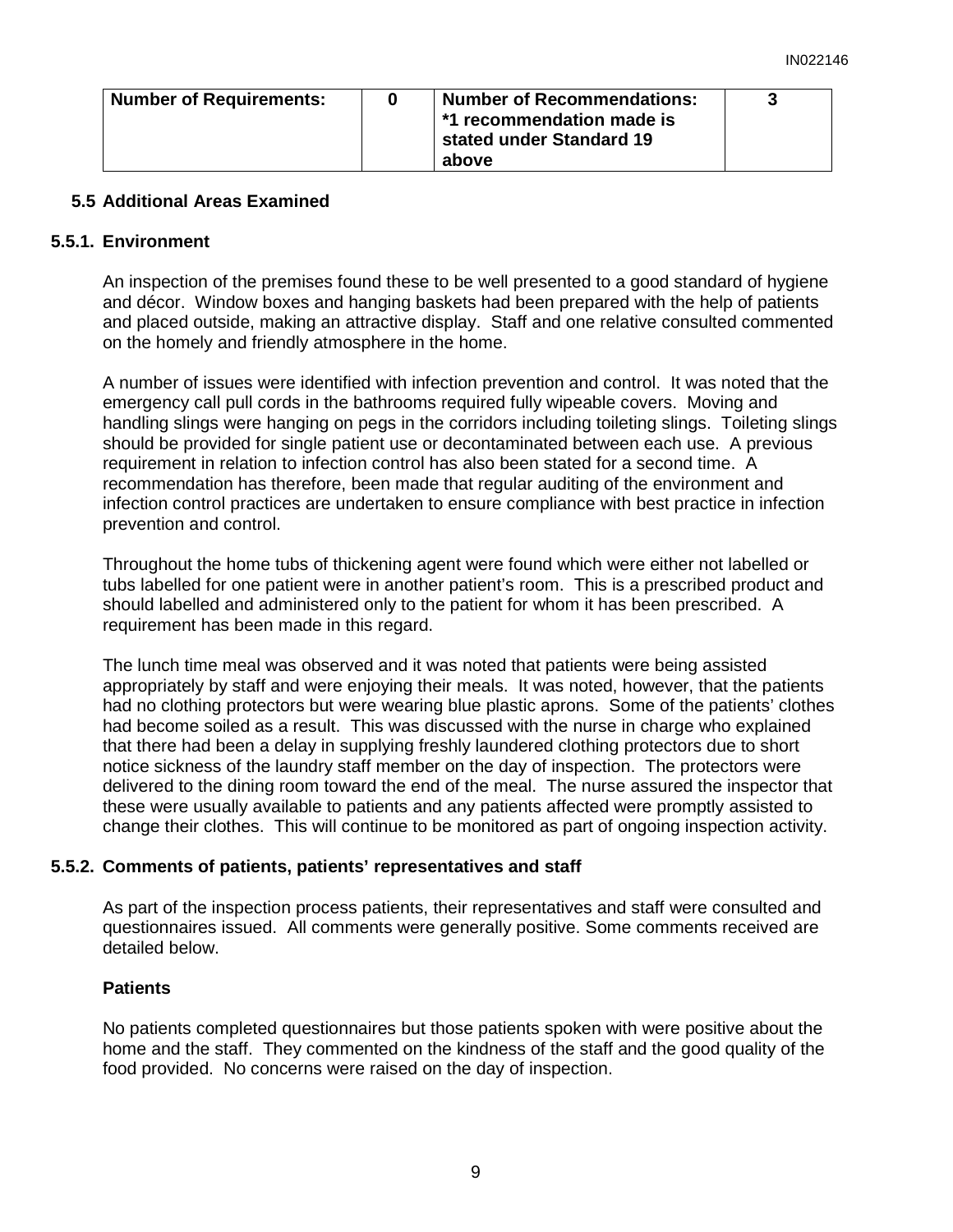| **Number of Requirements:** | **0** | **Number of Recommendations: *1 recommendation made is stated under Standard 19 above** | **3** |
|---|---|---|---|

## 5.5 Additional Areas Examined

### 5.5.1. Environment

An inspection of the premises found these to be well presented to a good standard of hygiene and décor. Window boxes and hanging baskets had been prepared with the help of patients and placed outside, making an attractive display. Staff and one relative consulted commented on the homely and friendly atmosphere in the home.

A number of issues were identified with infection prevention and control. It was noted that the emergency call pull cords in the bathrooms required fully wipeable covers. Moving and handling slings were hanging on pegs in the corridors including toileting slings. Toileting slings should be provided for single patient use or decontaminated between each use. A previous requirement in relation to infection control has also been stated for a second time. A recommendation has therefore, been made that regular auditing of the environment and infection control practices are undertaken to ensure compliance with best practice in infection prevention and control.

Throughout the home tubs of thickening agent were found which were either not labelled or tubs labelled for one patient were in another patient's room. This is a prescribed product and should labelled and administered only to the patient for whom it has been prescribed. A requirement has been made in this regard.

The lunch time meal was observed and it was noted that patients were being assisted appropriately by staff and were enjoying their meals. It was noted, however, that the patients had no clothing protectors but were wearing blue plastic aprons. Some of the patients' clothes had become soiled as a result. This was discussed with the nurse in charge who explained that there had been a delay in supplying freshly laundered clothing protectors due to short notice sickness of the laundry staff member on the day of inspection. The protectors were delivered to the dining room toward the end of the meal. The nurse assured the inspector that these were usually available to patients and any patients affected were promptly assisted to change their clothes. This will continue to be monitored as part of ongoing inspection activity.

### 5.5.2. Comments of patients, patients' representatives and staff

As part of the inspection process patients, their representatives and staff were consulted and questionnaires issued. All comments were generally positive. Some comments received are detailed below.

**Patients**

No patients completed questionnaires but those patients spoken with were positive about the home and the staff. They commented on the kindness of the staff and the good quality of the food provided. No concerns were raised on the day of inspection.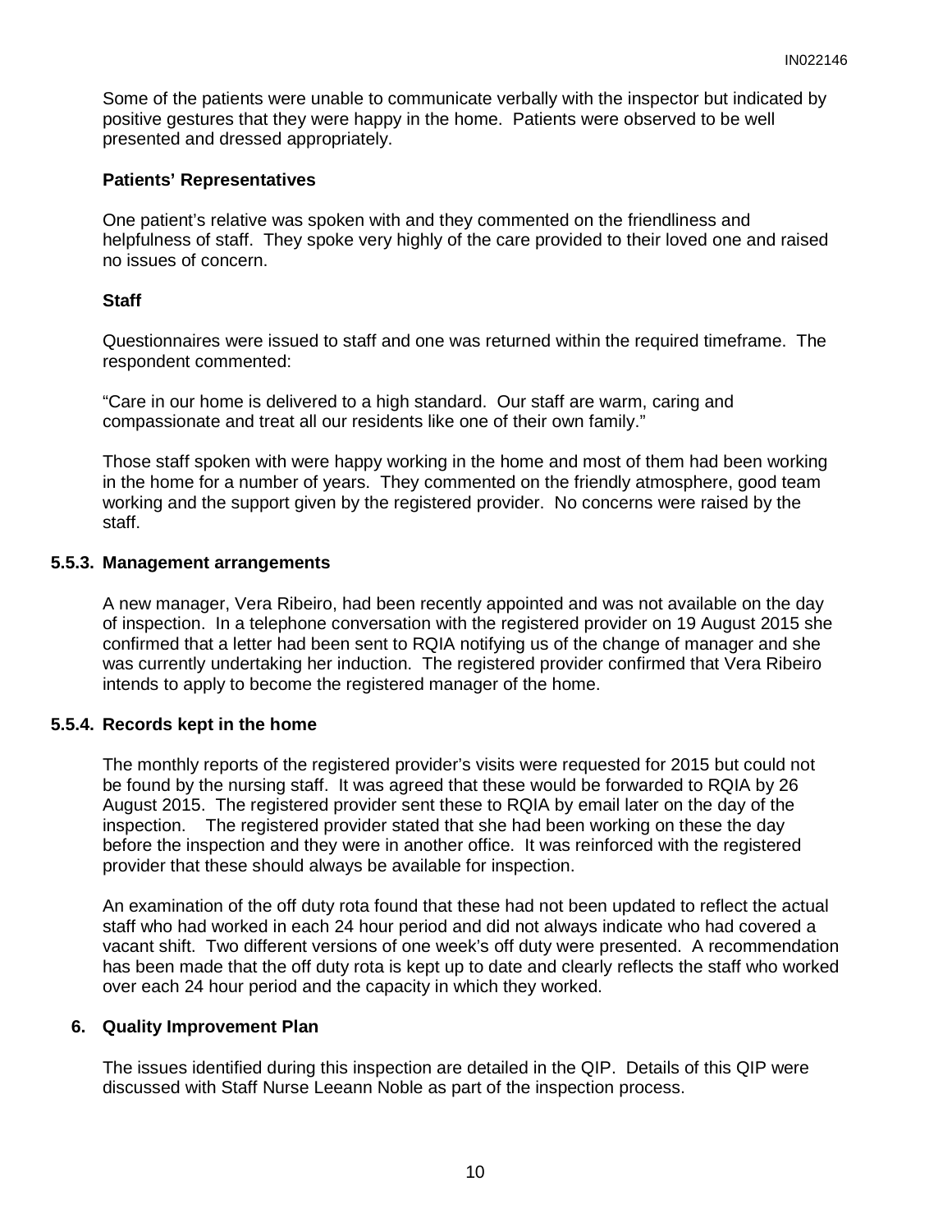Some of the patients were unable to communicate verbally with the inspector but indicated by positive gestures that they were happy in the home. Patients were observed to be well presented and dressed appropriately.

**Patients' Representatives**

One patient's relative was spoken with and they commented on the friendliness and helpfulness of staff. They spoke very highly of the care provided to their loved one and raised no issues of concern.

**Staff**

Questionnaires were issued to staff and one was returned within the required timeframe. The respondent commented:

"Care in our home is delivered to a high standard. Our staff are warm, caring and compassionate and treat all our residents like one of their own family."

Those staff spoken with were happy working in the home and most of them had been working in the home for a number of years. They commented on the friendly atmosphere, good team working and the support given by the registered provider. No concerns were raised by the staff.

### 5.5.3. Management arrangements

A new manager, Vera Ribeiro, had been recently appointed and was not available on the day of inspection. In a telephone conversation with the registered provider on 19 August 2015 she confirmed that a letter had been sent to RQIA notifying us of the change of manager and she was currently undertaking her induction. The registered provider confirmed that Vera Ribeiro intends to apply to become the registered manager of the home.

### 5.5.4. Records kept in the home

The monthly reports of the registered provider's visits were requested for 2015 but could not be found by the nursing staff. It was agreed that these would be forwarded to RQIA by 26 August 2015. The registered provider sent these to RQIA by email later on the day of the inspection. The registered provider stated that she had been working on these the day before the inspection and they were in another office. It was reinforced with the registered provider that these should always be available for inspection.

An examination of the off duty rota found that these had not been updated to reflect the actual staff who had worked in each 24 hour period and did not always indicate who had covered a vacant shift. Two different versions of one week's off duty were presented. A recommendation has been made that the off duty rota is kept up to date and clearly reflects the staff who worked over each 24 hour period and the capacity in which they worked.

## 6. Quality Improvement Plan

The issues identified during this inspection are detailed in the QIP. Details of this QIP were discussed with Staff Nurse Leeann Noble as part of the inspection process.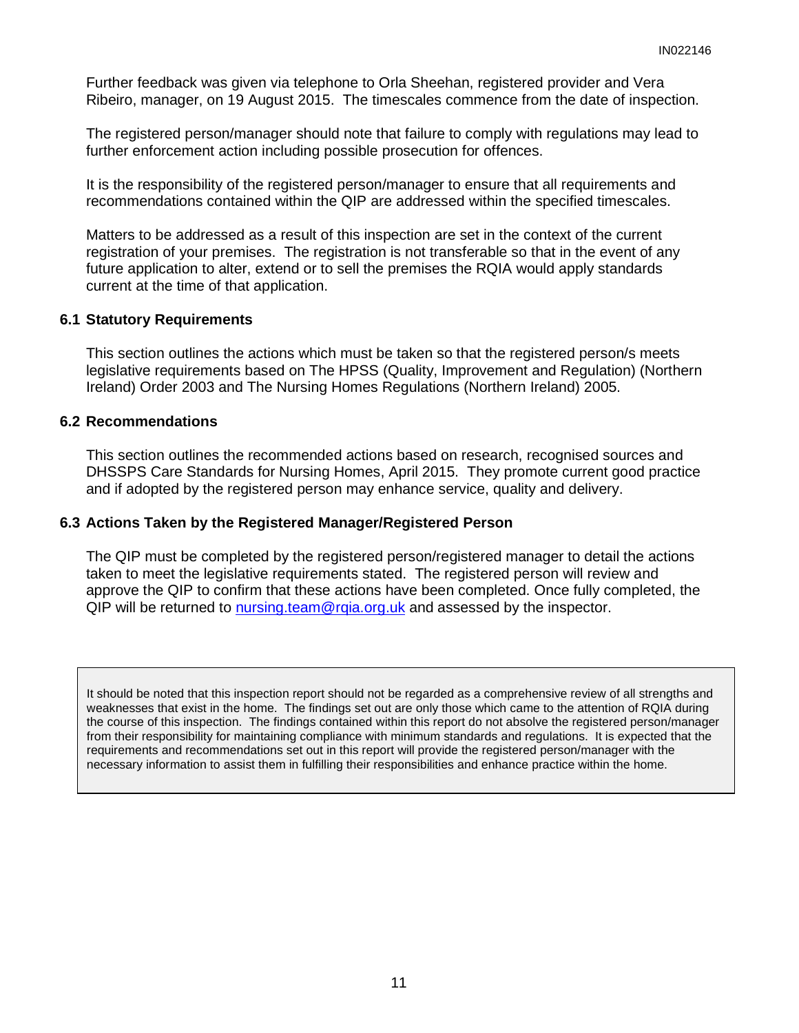Further feedback was given via telephone to Orla Sheehan, registered provider and Vera Ribeiro, manager, on 19 August 2015. The timescales commence from the date of inspection.

The registered person/manager should note that failure to comply with regulations may lead to further enforcement action including possible prosecution for offences.

It is the responsibility of the registered person/manager to ensure that all requirements and recommendations contained within the QIP are addressed within the specified timescales.

Matters to be addressed as a result of this inspection are set in the context of the current registration of your premises. The registration is not transferable so that in the event of any future application to alter, extend or to sell the premises the RQIA would apply standards current at the time of that application.

### 6.1 Statutory Requirements

This section outlines the actions which must be taken so that the registered person/s meets legislative requirements based on The HPSS (Quality, Improvement and Regulation) (Northern Ireland) Order 2003 and The Nursing Homes Regulations (Northern Ireland) 2005.

### 6.2 Recommendations

This section outlines the recommended actions based on research, recognised sources and DHSSPS Care Standards for Nursing Homes, April 2015. They promote current good practice and if adopted by the registered person may enhance service, quality and delivery.

### 6.3 Actions Taken by the Registered Manager/Registered Person

The QIP must be completed by the registered person/registered manager to detail the actions taken to meet the legislative requirements stated. The registered person will review and approve the QIP to confirm that these actions have been completed. Once fully completed, the QIP will be returned to [nursing.team@rqia.org.uk](mailto:nursing.team@rqia.org.uk) and assessed by the inspector.

> It should be noted that this inspection report should not be regarded as a comprehensive review of all strengths and weaknesses that exist in the home. The findings set out are only those which came to the attention of RQIA during the course of this inspection. The findings contained within this report do not absolve the registered person/manager from their responsibility for maintaining compliance with minimum standards and regulations. It is expected that the requirements and recommendations set out in this report will provide the registered person/manager with the necessary information to assist them in fulfilling their responsibilities and enhance practice within the home.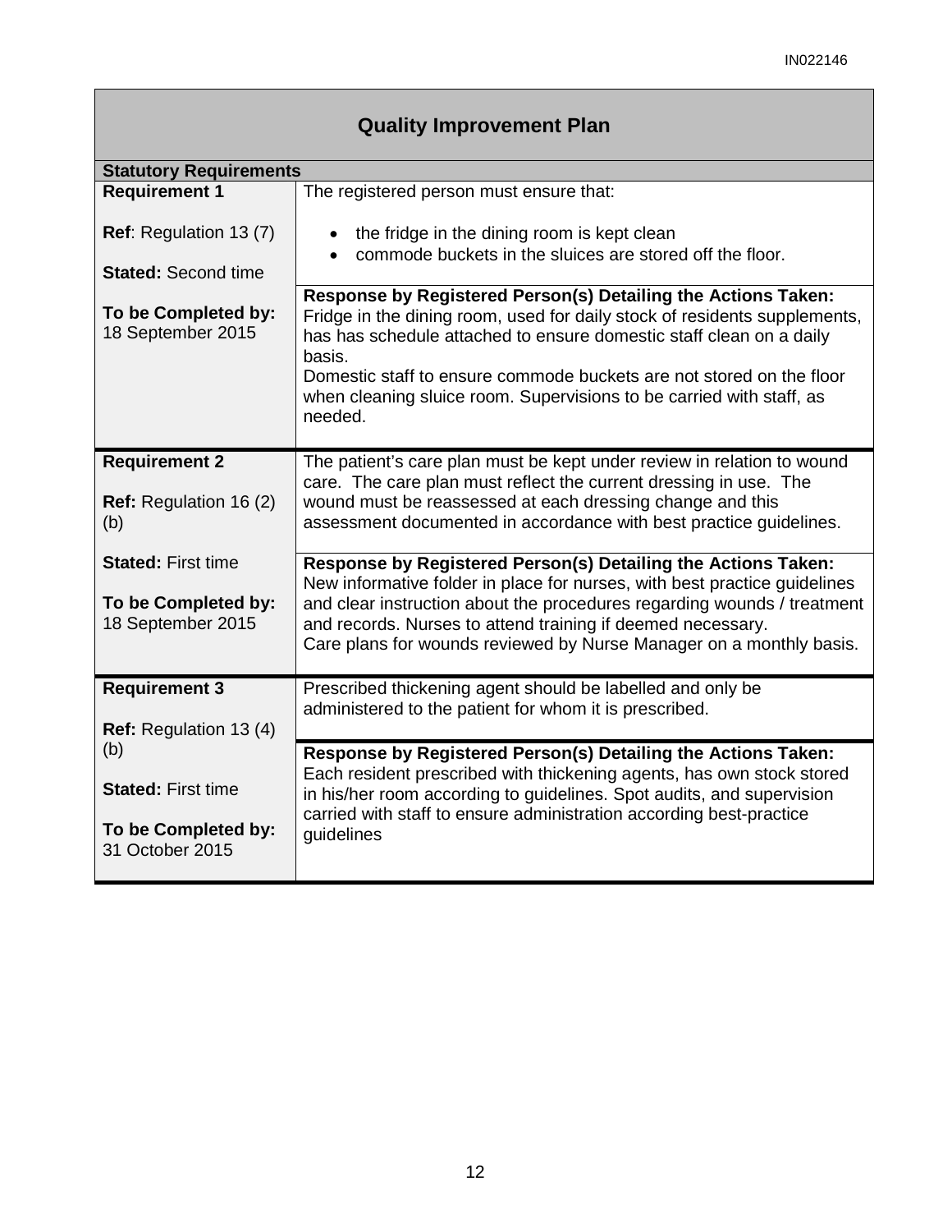## Quality Improvement Plan

**Statutory Requirements**

| | |
|---|---|
| **Requirement 1**<br><br>**Ref**: Regulation 13 (7)<br><br>**Stated:** Second time<br><br>**To be Completed by:** 18 September 2015 | The registered person must ensure that:<br><br>• the fridge in the dining room is kept clean<br>• commode buckets in the sluices are stored off the floor.<br><br>**Response by Registered Person(s) Detailing the Actions Taken:**<br>Fridge in the dining room, used for daily stock of residents supplements, has has schedule attached to ensure domestic staff clean on a daily basis.<br>Domestic staff to ensure commode buckets are not stored on the floor when cleaning sluice room. Supervisions to be carried with staff, as needed. |
| **Requirement 2**<br><br>**Ref:** Regulation 16 (2) (b)<br><br>**Stated:** First time<br><br>**To be Completed by:** 18 September 2015 | The patient's care plan must be kept under review in relation to wound care. The care plan must reflect the current dressing in use. The wound must be reassessed at each dressing change and this assessment documented in accordance with best practice guidelines.<br><br>**Response by Registered Person(s) Detailing the Actions Taken:**<br>New informative folder in place for nurses, with best practice guidelines and clear instruction about the procedures regarding wounds / treatment and records. Nurses to attend training if deemed necessary.<br>Care plans for wounds reviewed by Nurse Manager on a monthly basis. |
| **Requirement 3**<br><br>**Ref:** Regulation 13 (4) (b)<br><br>**Stated:** First time<br><br>**To be Completed by:** 31 October 2015 | Prescribed thickening agent should be labelled and only be administered to the patient for whom it is prescribed.<br><br>**Response by Registered Person(s) Detailing the Actions Taken:**<br>Each resident prescribed with thickening agents, has own stock stored in his/her room according to guidelines. Spot audits, and supervision carried with staff to ensure administration according best-practice guidelines |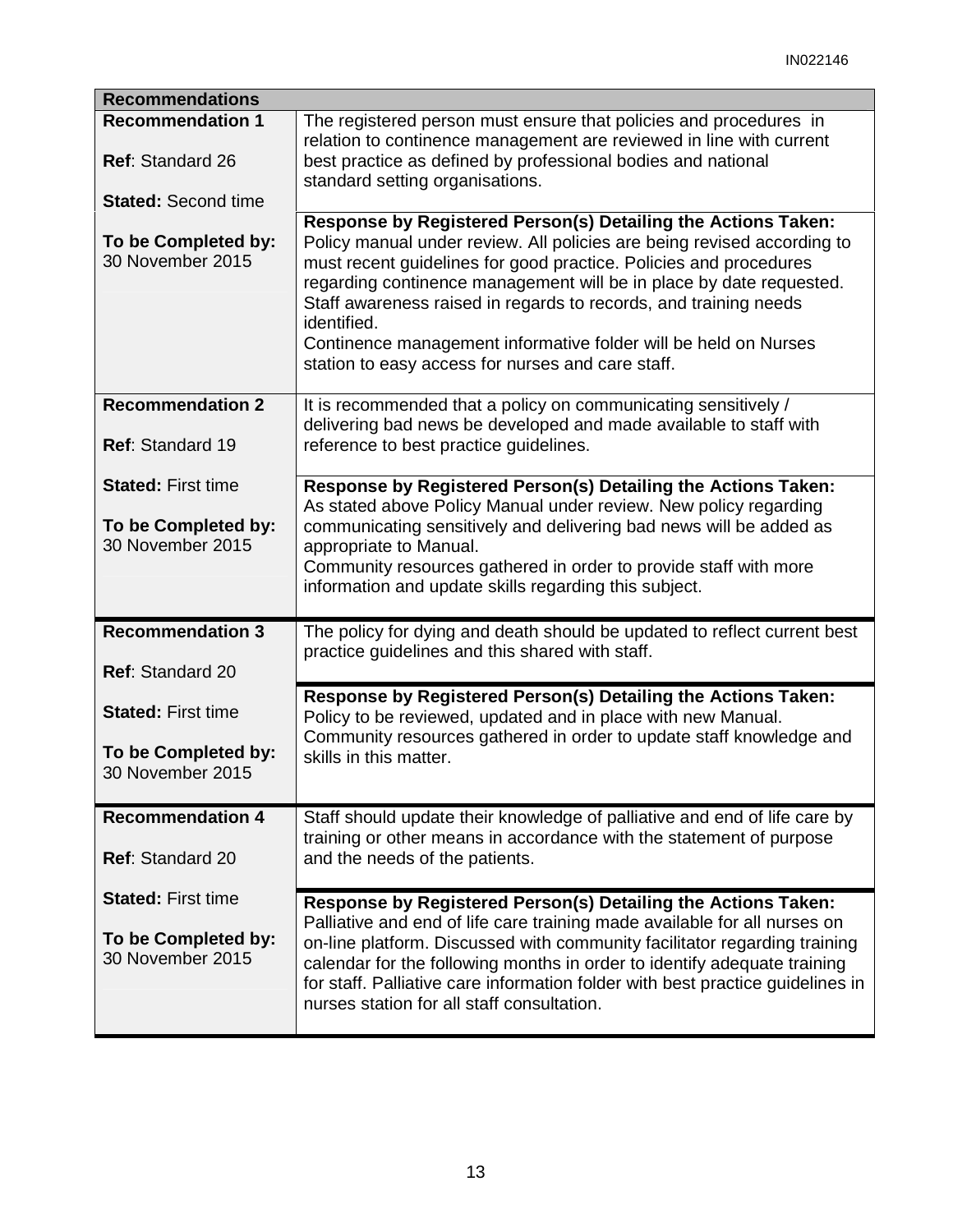| Recommendations | |
|---|---|
| **Recommendation 1**<br><br>**Ref**: Standard 26<br><br>**Stated:** Second time<br><br>**To be Completed by:** 30 November 2015 | The registered person must ensure that policies and procedures in relation to continence management are reviewed in line with current best practice as defined by professional bodies and national standard setting organisations.<br><br>**Response by Registered Person(s) Detailing the Actions Taken:**<br>Policy manual under review. All policies are being revised according to must recent guidelines for good practice. Policies and procedures regarding continence management will be in place by date requested. Staff awareness raised in regards to records, and training needs identified.<br>Continence management informative folder will be held on Nurses station to easy access for nurses and care staff. |
| **Recommendation 2**<br><br>**Ref**: Standard 19<br><br>**Stated:** First time<br><br>**To be Completed by:** 30 November 2015 | It is recommended that a policy on communicating sensitively / delivering bad news be developed and made available to staff with reference to best practice guidelines.<br><br>**Response by Registered Person(s) Detailing the Actions Taken:**<br>As stated above Policy Manual under review. New policy regarding communicating sensitively and delivering bad news will be added as appropriate to Manual.<br>Community resources gathered in order to provide staff with more information and update skills regarding this subject. |
| **Recommendation 3**<br><br>**Ref**: Standard 20<br><br>**Stated:** First time<br><br>**To be Completed by:** 30 November 2015 | The policy for dying and death should be updated to reflect current best practice guidelines and this shared with staff.<br><br>**Response by Registered Person(s) Detailing the Actions Taken:**<br>Policy to be reviewed, updated and in place with new Manual.<br>Community resources gathered in order to update staff knowledge and skills in this matter. |
| **Recommendation 4**<br><br>**Ref**: Standard 20<br><br>**Stated:** First time<br><br>**To be Completed by:** 30 November 2015 | Staff should update their knowledge of palliative and end of life care by training or other means in accordance with the statement of purpose and the needs of the patients.<br><br>**Response by Registered Person(s) Detailing the Actions Taken:**<br>Palliative and end of life care training made available for all nurses on on-line platform. Discussed with community facilitator regarding training calendar for the following months in order to identify adequate training for staff. Palliative care information folder with best practice guidelines in nurses station for all staff consultation. |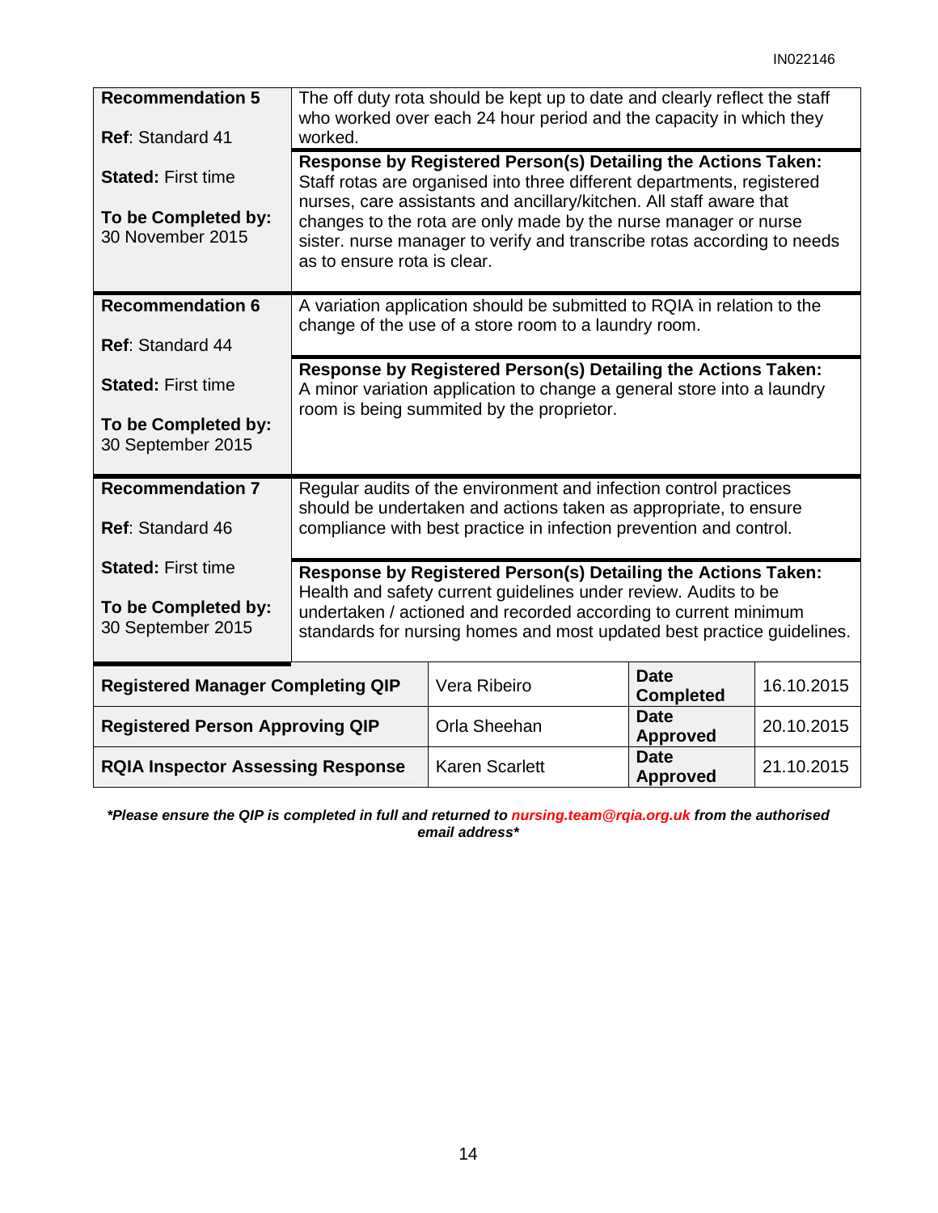| | |
|---|---|
| **Recommendation 5**<br><br>**Ref**: Standard 41<br><br>**Stated:** First time<br><br>**To be Completed by:** 30 November 2015 | The off duty rota should be kept up to date and clearly reflect the staff who worked over each 24 hour period and the capacity in which they worked.<br><br>**Response by Registered Person(s) Detailing the Actions Taken:**<br>Staff rotas are organised into three different departments, registered nurses, care assistants and ancillary/kitchen. All staff aware that changes to the rota are only made by the nurse manager or nurse sister. nurse manager to verify and transcribe rotas according to needs as to ensure rota is clear. |
| **Recommendation 6**<br><br>**Ref**: Standard 44<br><br>**Stated:** First time<br><br>**To be Completed by:** 30 September 2015 | A variation application should be submitted to RQIA in relation to the change of the use of a store room to a laundry room.<br><br>**Response by Registered Person(s) Detailing the Actions Taken:**<br>A minor variation application to change a general store into a laundry room is being summited by the proprietor. |
| **Recommendation 7**<br><br>**Ref**: Standard 46<br><br>**Stated:** First time<br><br>**To be Completed by:** 30 September 2015 | Regular audits of the environment and infection control practices should be undertaken and actions taken as appropriate, to ensure compliance with best practice in infection prevention and control.<br><br>**Response by Registered Person(s) Detailing the Actions Taken:**<br>Health and safety current guidelines under review. Audits to be undertaken / actioned and recorded according to current minimum standards for nursing homes and most updated best practice guidelines. |

| | | | |
|---|---|---|---|
| **Registered Manager Completing QIP** | Vera Ribeiro | **Date Completed** | 16.10.2015 |
| **Registered Person Approving QIP** | Orla Sheehan | **Date Approved** | 20.10.2015 |
| **RQIA Inspector Assessing Response** | Karen Scarlett | **Date Approved** | 21.10.2015 |

***Please ensure the QIP is completed in full and returned to nursing.team@rqia.org.uk from the authorised email address***